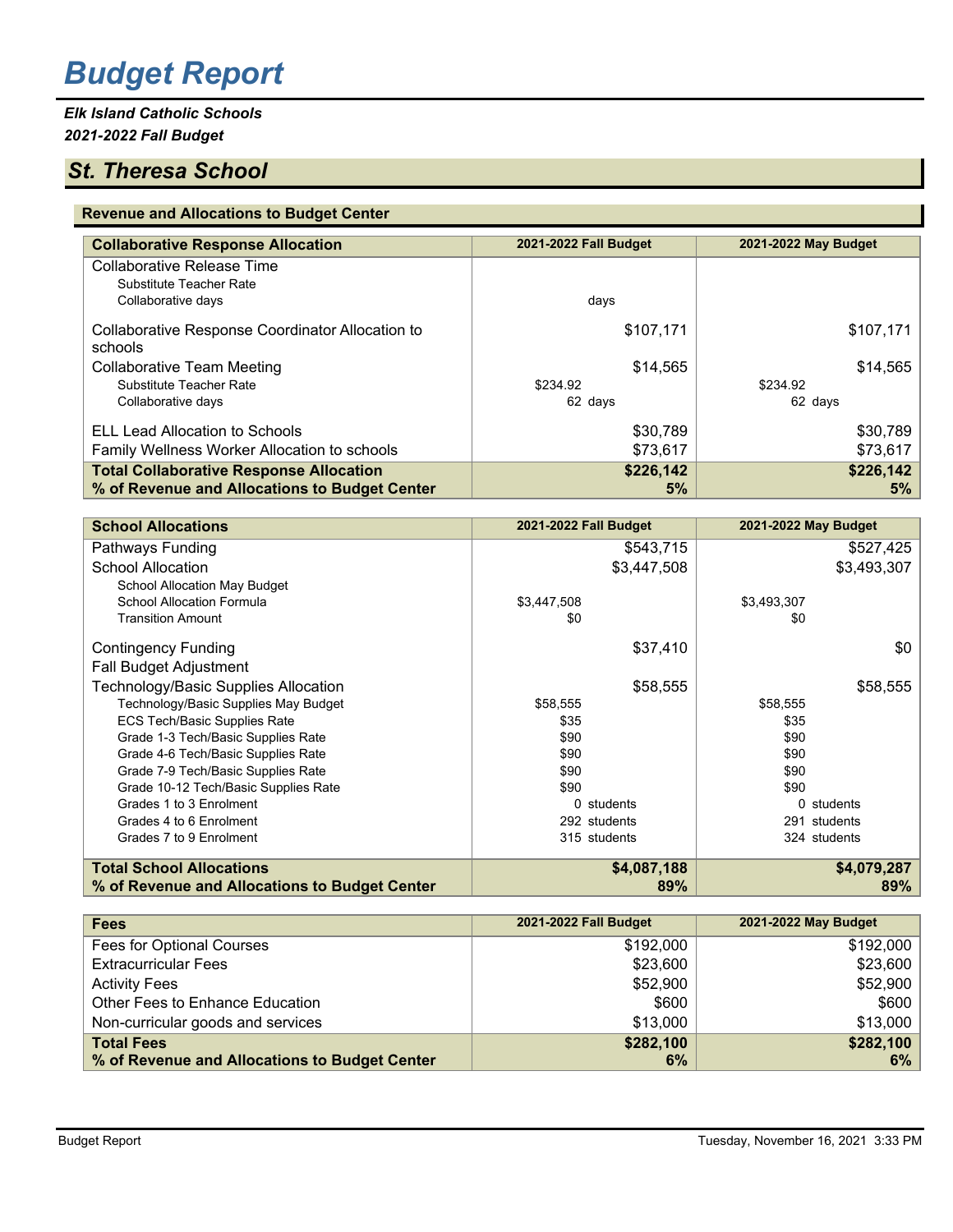# Budget Report

***Elk Island Catholic Schools***
***2021-2022 Fall Budget***

## St. Theresa School

### Revenue and Allocations to Budget Center

| Collaborative Response Allocation | 2021-2022 Fall Budget | 2021-2022 May Budget |
|---|---|---|
| Collaborative Release Time | | |
| Substitute Teacher Rate | | |
| Collaborative days | days | |
| Collaborative Response Coordinator Allocation to schools | $107,171 | $107,171 |
| Collaborative Team Meeting | $14,565 | $14,565 |
| Substitute Teacher Rate | $234.92 | $234.92 |
| Collaborative days | 62 days | 62 days |
| ELL Lead Allocation to Schools | $30,789 | $30,789 |
| Family Wellness Worker Allocation to schools | $73,617 | $73,617 |
| **Total Collaborative Response Allocation** | **$226,142** | **$226,142** |
| **% of Revenue and Allocations to Budget Center** | **5%** | **5%** |

| School Allocations | 2021-2022 Fall Budget | 2021-2022 May Budget |
|---|---|---|
| Pathways Funding | $543,715 | $527,425 |
| School Allocation | $3,447,508 | $3,493,307 |
| School Allocation May Budget | | |
| School Allocation Formula | $3,447,508 | $3,493,307 |
| Transition Amount | $0 | $0 |
| Contingency Funding | $37,410 | $0 |
| Fall Budget Adjustment | | |
| Technology/Basic Supplies Allocation | $58,555 | $58,555 |
| Technology/Basic Supplies May Budget | $58,555 | $58,555 |
| ECS Tech/Basic Supplies Rate | $35 | $35 |
| Grade 1-3 Tech/Basic Supplies Rate | $90 | $90 |
| Grade 4-6 Tech/Basic Supplies Rate | $90 | $90 |
| Grade 7-9 Tech/Basic Supplies Rate | $90 | $90 |
| Grade 10-12 Tech/Basic Supplies Rate | $90 | $90 |
| Grades 1 to 3 Enrolment | 0 students | 0 students |
| Grades 4 to 6 Enrolment | 292 students | 291 students |
| Grades 7 to 9 Enrolment | 315 students | 324 students |
| **Total School Allocations** | **$4,087,188** | **$4,079,287** |
| **% of Revenue and Allocations to Budget Center** | **89%** | **89%** |

| Fees | 2021-2022 Fall Budget | 2021-2022 May Budget |
|---|---|---|
| Fees for Optional Courses | $192,000 | $192,000 |
| Extracurricular Fees | $23,600 | $23,600 |
| Activity Fees | $52,900 | $52,900 |
| Other Fees to Enhance Education | $600 | $600 |
| Non-curricular goods and services | $13,000 | $13,000 |
| **Total Fees** | **$282,100** | **$282,100** |
| **% of Revenue and Allocations to Budget Center** | **6%** | **6%** |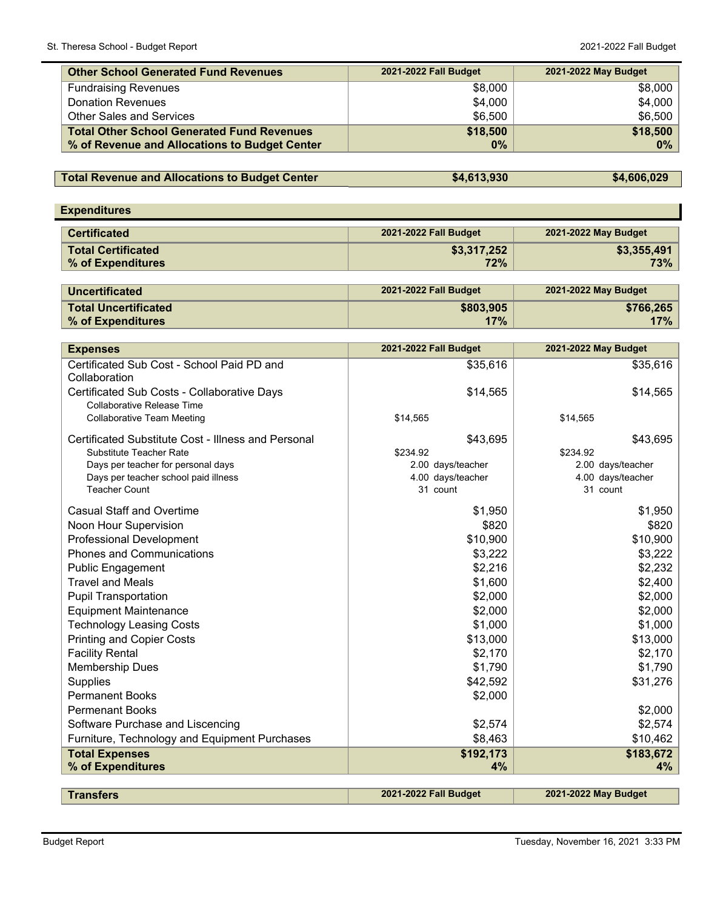| Other School Generated Fund Revenues | 2021-2022 Fall Budget | 2021-2022 May Budget |
|---|---|---|
| Fundraising Revenues | $8,000 | $8,000 |
| Donation Revenues | $4,000 | $4,000 |
| Other Sales and Services | $6,500 | $6,500 |
| **Total Other School Generated Fund Revenues** | **$18,500** | **$18,500** |
| **% of Revenue and Allocations to Budget Center** | **0%** | **0%** |

| Total Revenue and Allocations to Budget Center | $4,613,930 | $4,606,029 |
|---|---|---|

## Expenditures

| Certificated | 2021-2022 Fall Budget | 2021-2022 May Budget |
|---|---|---|
| **Total Certificated** | **$3,317,252** | **$3,355,491** |
| **% of Expenditures** | **72%** | **73%** |

| Uncertificated | 2021-2022 Fall Budget | 2021-2022 May Budget |
|---|---|---|
| **Total Uncertificated** | **$803,905** | **$766,265** |
| **% of Expenditures** | **17%** | **17%** |

| Expenses | 2021-2022 Fall Budget | 2021-2022 May Budget |
|---|---|---|
| Certificated Sub Cost - School Paid PD and Collaboration | $35,616 | $35,616 |
| Certificated Sub Costs - Collaborative Days | $14,565 | $14,565 |
| Collaborative Release Time | | |
| Collaborative Team Meeting | $14,565 | $14,565 |
| Certificated Substitute Cost - Illness and Personal | $43,695 | $43,695 |
| Substitute Teacher Rate | $234.92 | $234.92 |
| Days per teacher for personal days | 2.00 days/teacher | 2.00 days/teacher |
| Days per teacher school paid illness | 4.00 days/teacher | 4.00 days/teacher |
| Teacher Count | 31 count | 31 count |
| Casual Staff and Overtime | $1,950 | $1,950 |
| Noon Hour Supervision | $820 | $820 |
| Professional Development | $10,900 | $10,900 |
| Phones and Communications | $3,222 | $3,222 |
| Public Engagement | $2,216 | $2,232 |
| Travel and Meals | $1,600 | $2,400 |
| Pupil Transportation | $2,000 | $2,000 |
| Equipment Maintenance | $2,000 | $2,000 |
| Technology Leasing Costs | $1,000 | $1,000 |
| Printing and Copier Costs | $13,000 | $13,000 |
| Facility Rental | $2,170 | $2,170 |
| Membership Dues | $1,790 | $1,790 |
| Supplies | $42,592 | $31,276 |
| Permanent Books | $2,000 | |
| Permenant Books | | $2,000 |
| Software Purchase and Liscencing | $2,574 | $2,574 |
| Furniture, Technology and Equipment Purchases | $8,463 | $10,462 |
| **Total Expenses** | **$192,173** | **$183,672** |
| **% of Expenditures** | **4%** | **4%** |

| Transfers | 2021-2022 Fall Budget | 2021-2022 May Budget |
|---|---|---|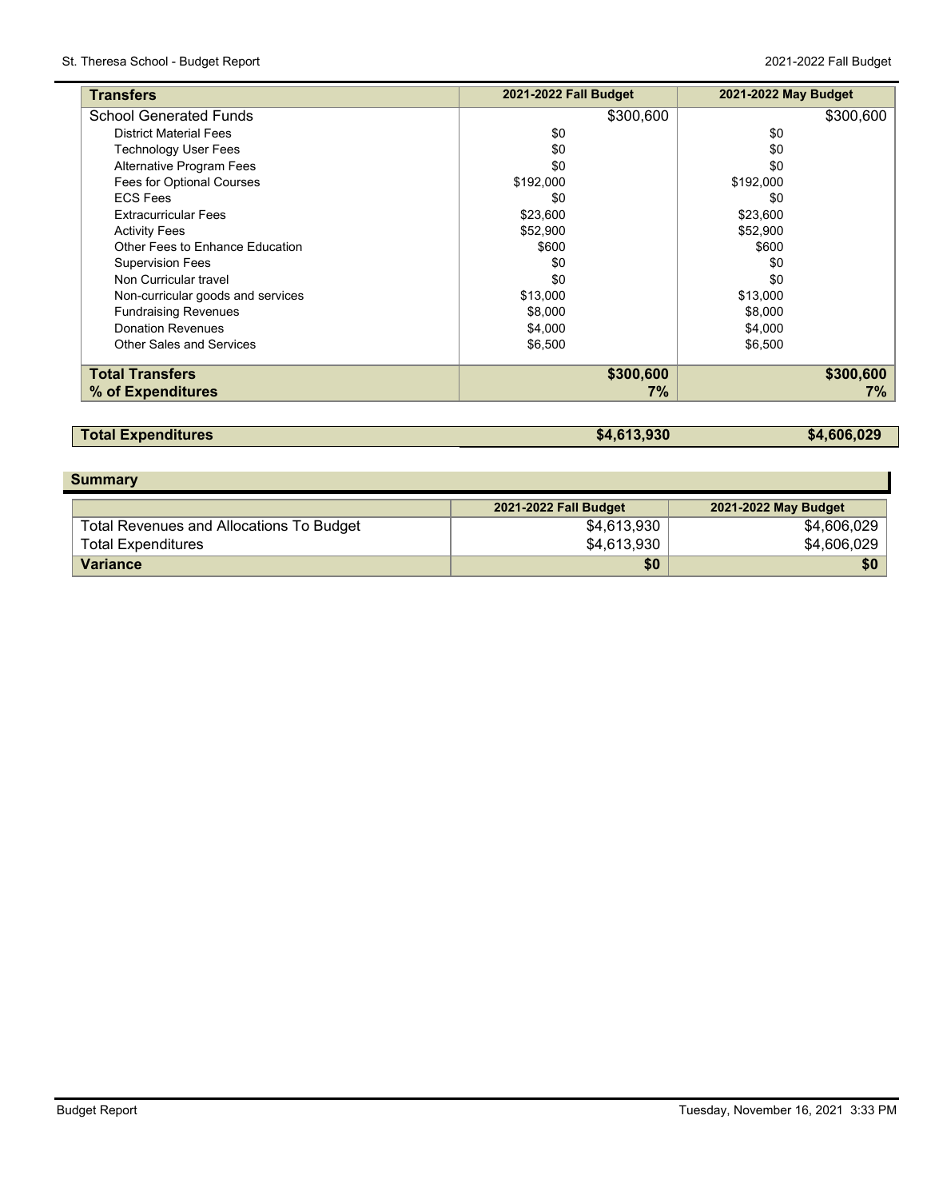| Transfers | 2021-2022 Fall Budget | 2021-2022 May Budget |
| --- | --- | --- |
| School Generated Funds | $300,600 | $300,600 |
| District Material Fees | $0 | $0 |
| Technology User Fees | $0 | $0 |
| Alternative Program Fees | $0 | $0 |
| Fees for Optional Courses | $192,000 | $192,000 |
| ECS Fees | $0 | $0 |
| Extracurricular Fees | $23,600 | $23,600 |
| Activity Fees | $52,900 | $52,900 |
| Other Fees to Enhance Education | $600 | $600 |
| Supervision Fees | $0 | $0 |
| Non Curricular travel | $0 | $0 |
| Non-curricular goods and services | $13,000 | $13,000 |
| Fundraising Revenues | $8,000 | $8,000 |
| Donation Revenues | $4,000 | $4,000 |
| Other Sales and Services | $6,500 | $6,500 |
| **Total Transfers** | **$300,600** | **$300,600** |
| **% of Expenditures** | **7%** | **7%** |

| | | |
| --- | --- | --- |
| **Total Expenditures** | **$4,613,930** | **$4,606,029** |

## Summary

| | 2021-2022 Fall Budget | 2021-2022 May Budget |
| --- | --- | --- |
| Total Revenues and Allocations To Budget | $4,613,930 | $4,606,029 |
| Total Expenditures | $4,613,930 | $4,606,029 |
| **Variance** | **$0** | **$0** |